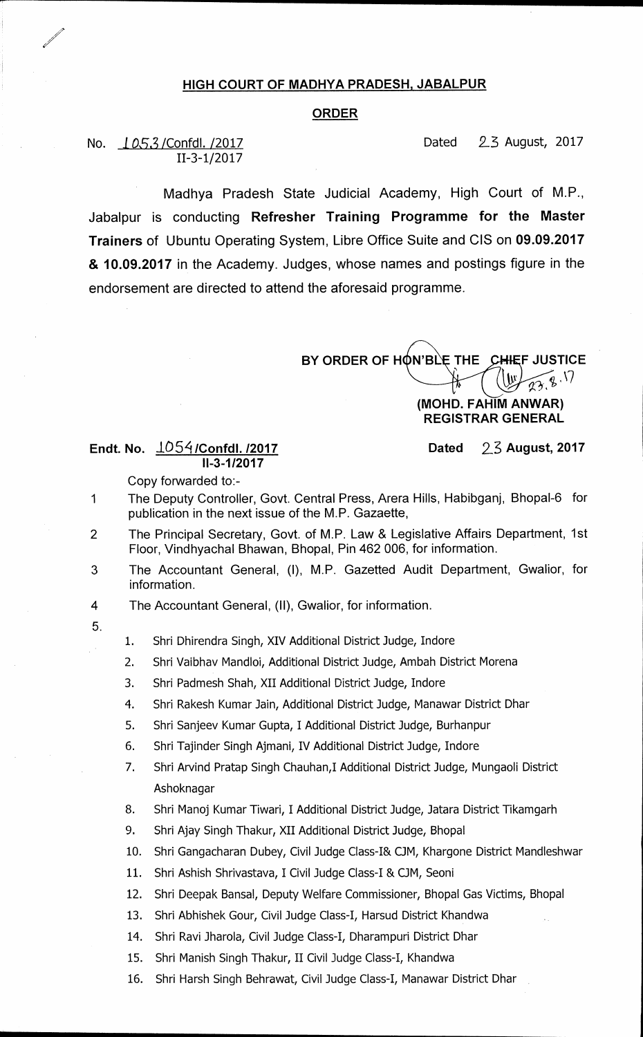## HIGH COURT OF MADHYA PRADESH, JABALPUR

## ORDER

No. 1053/Confdl. /2017
II-3-1/2017

Dated 23 August, 2017

Madhya Pradesh State Judicial Academy, High Court of M.P., Jabalpur is conducting **Refresher Training Programme for the Master Trainers** of Ubuntu Operating System, Libre Office Suite and CIS on **09.09.2017 & 10.09.2017** in the Academy. Judges, whose names and postings figure in the endorsement are directed to attend the aforesaid programme.

**BY ORDER OF HON'BLE THE CHIEF JUSTICE**

23.8.17

**(MOHD. FAHIM ANWAR)**
**REGISTRAR GENERAL**

**Endt. No. 1054/Confdl. /2017**
**II-3-1/2017**

**Dated 23 August, 2017**

Copy forwarded to:-

1. The Deputy Controller, Govt. Central Press, Arera Hills, Habibganj, Bhopal-6 for publication in the next issue of the M.P. Gazaette,
2. The Principal Secretary, Govt. of M.P. Law & Legislative Affairs Department, 1st Floor, Vindhyachal Bhawan, Bhopal, Pin 462 006, for information.
3. The Accountant General, (I), M.P. Gazetted Audit Department, Gwalior, for information.
4. The Accountant General, (II), Gwalior, for information.
5.
    1. Shri Dhirendra Singh, XIV Additional District Judge, Indore
    2. Shri Vaibhav Mandloi, Additional District Judge, Ambah District Morena
    3. Shri Padmesh Shah, XII Additional District Judge, Indore
    4. Shri Rakesh Kumar Jain, Additional District Judge, Manawar District Dhar
    5. Shri Sanjeev Kumar Gupta, I Additional District Judge, Burhanpur
    6. Shri Tajinder Singh Ajmani, IV Additional District Judge, Indore
    7. Shri Arvind Pratap Singh Chauhan,I Additional District Judge, Mungaoli District Ashoknagar
    8. Shri Manoj Kumar Tiwari, I Additional District Judge, Jatara District Tikamgarh
    9. Shri Ajay Singh Thakur, XII Additional District Judge, Bhopal
    10. Shri Gangacharan Dubey, Civil Judge Class-I& CJM, Khargone District Mandleshwar
    11. Shri Ashish Shrivastava, I Civil Judge Class-I & CJM, Seoni
    12. Shri Deepak Bansal, Deputy Welfare Commissioner, Bhopal Gas Victims, Bhopal
    13. Shri Abhishek Gour, Civil Judge Class-I, Harsud District Khandwa
    14. Shri Ravi Jharola, Civil Judge Class-I, Dharampuri District Dhar
    15. Shri Manish Singh Thakur, II Civil Judge Class-I, Khandwa
    16. Shri Harsh Singh Behrawat, Civil Judge Class-I, Manawar District Dhar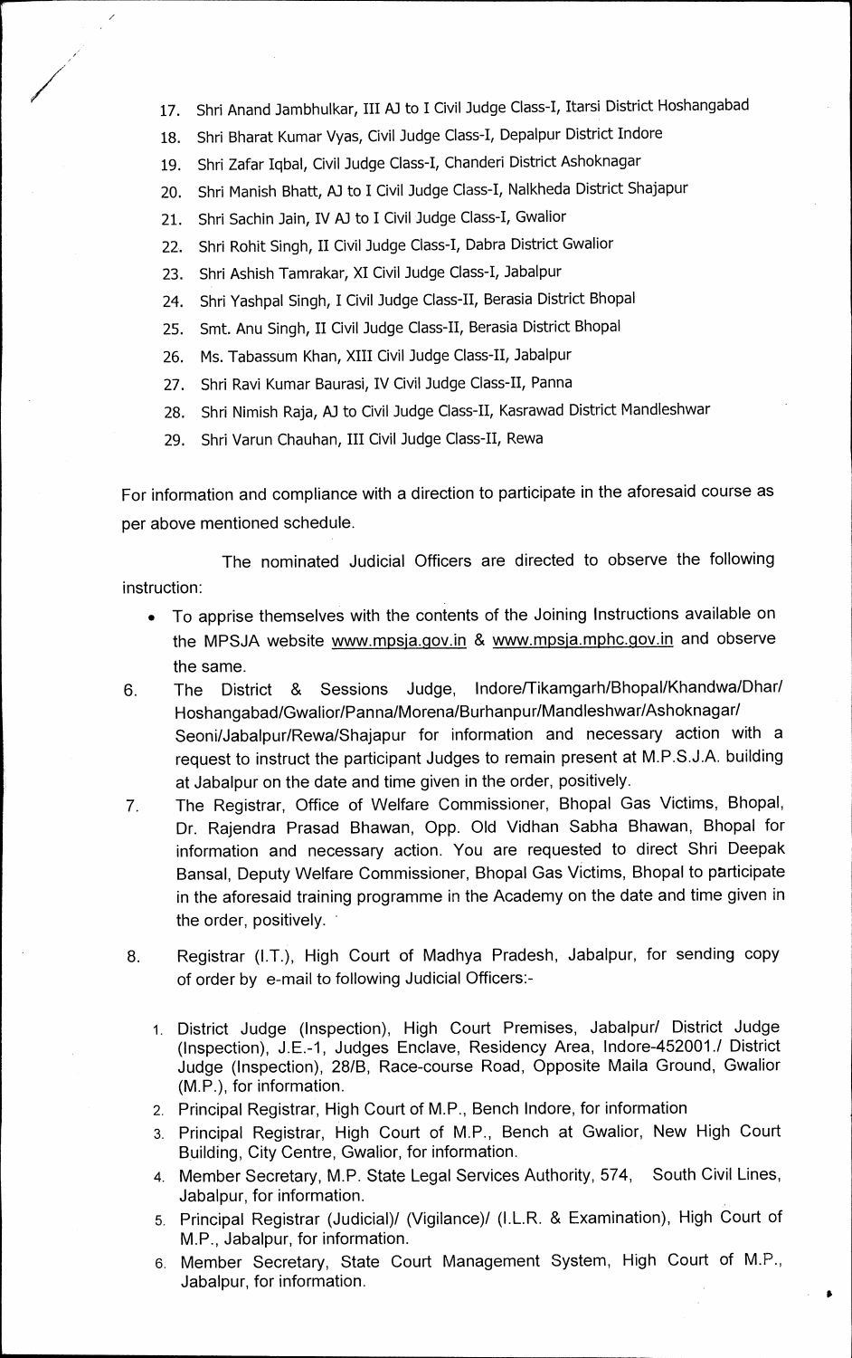17. Shri Anand Jambhulkar, III AJ to I Civil Judge Class-I, Itarsi District Hoshangabad
18. Shri Bharat Kumar Vyas, Civil Judge Class-I, Depalpur District Indore
19. Shri Zafar Iqbal, Civil Judge Class-I, Chanderi District Ashoknagar
20. Shri Manish Bhatt, AJ to I Civil Judge Class-I, Nalkheda District Shajapur
21. Shri Sachin Jain, IV AJ to I Civil Judge Class-I, Gwalior
22. Shri Rohit Singh, II Civil Judge Class-I, Dabra District Gwalior
23. Shri Ashish Tamrakar, XI Civil Judge Class-I, Jabalpur
24. Shri Yashpal Singh, I Civil Judge Class-II, Berasia District Bhopal
25. Smt. Anu Singh, II Civil Judge Class-II, Berasia District Bhopal
26. Ms. Tabassum Khan, XIII Civil Judge Class-II, Jabalpur
27. Shri Ravi Kumar Baurasi, IV Civil Judge Class-II, Panna
28. Shri Nimish Raja, AJ to Civil Judge Class-II, Kasrawad District Mandleshwar
29. Shri Varun Chauhan, III Civil Judge Class-II, Rewa

For information and compliance with a direction to participate in the aforesaid course as per above mentioned schedule.

The nominated Judicial Officers are directed to observe the following instruction:

- To apprise themselves with the contents of the Joining Instructions available on the MPSJA website www.mpsja.gov.in & www.mpsja.mphc.gov.in and observe the same.

6. The District & Sessions Judge, Indore/Tikamgarh/Bhopal/Khandwa/Dhar/ Hoshangabad/Gwalior/Panna/Morena/Burhanpur/Mandleshwar/Ashoknagar/ Seoni/Jabalpur/Rewa/Shajapur for information and necessary action with a request to instruct the participant Judges to remain present at M.P.S.J.A. building at Jabalpur on the date and time given in the order, positively.
7. The Registrar, Office of Welfare Commissioner, Bhopal Gas Victims, Bhopal, Dr. Rajendra Prasad Bhawan, Opp. Old Vidhan Sabha Bhawan, Bhopal for information and necessary action. You are requested to direct Shri Deepak Bansal, Deputy Welfare Commissioner, Bhopal Gas Victims, Bhopal to participate in the aforesaid training programme in the Academy on the date and time given in the order, positively.
8. Registrar (I.T.), High Court of Madhya Pradesh, Jabalpur, for sending copy of order by e-mail to following Judicial Officers:-
   1. District Judge (Inspection), High Court Premises, Jabalpur/ District Judge (Inspection), J.E.-1, Judges Enclave, Residency Area, Indore-452001./ District Judge (Inspection), 28/B, Race-course Road, Opposite Maila Ground, Gwalior (M.P.), for information.
   2. Principal Registrar, High Court of M.P., Bench Indore, for information
   3. Principal Registrar, High Court of M.P., Bench at Gwalior, New High Court Building, City Centre, Gwalior, for information.
   4. Member Secretary, M.P. State Legal Services Authority, 574, South Civil Lines, Jabalpur, for information.
   5. Principal Registrar (Judicial)/ (Vigilance)/ (I.L.R. & Examination), High Court of M.P., Jabalpur, for information.
   6. Member Secretary, State Court Management System, High Court of M.P., Jabalpur, for information.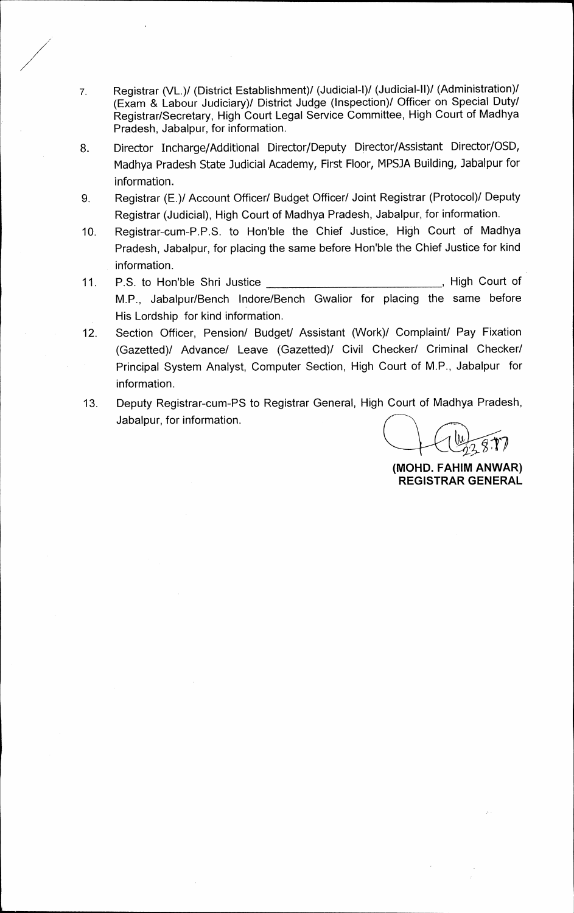7. Registrar (VL.)/ (District Establishment)/ (Judicial-I)/ (Judicial-II)/ (Administration)/ (Exam & Labour Judiciary)/ District Judge (Inspection)/ Officer on Special Duty/ Registrar/Secretary, High Court Legal Service Committee, High Court of Madhya Pradesh, Jabalpur, for information.
8. Director Incharge/Additional Director/Deputy Director/Assistant Director/OSD, Madhya Pradesh State Judicial Academy, First Floor, MPSJA Building, Jabalpur for information.
9. Registrar (E.)/ Account Officer/ Budget Officer/ Joint Registrar (Protocol)/ Deputy Registrar (Judicial), High Court of Madhya Pradesh, Jabalpur, for information.
10. Registrar-cum-P.P.S. to Hon'ble the Chief Justice, High Court of Madhya Pradesh, Jabalpur, for placing the same before Hon'ble the Chief Justice for kind information.
11. P.S. to Hon'ble Shri Justice ____________________________, High Court of M.P., Jabalpur/Bench Indore/Bench Gwalior for placing the same before His Lordship for kind information.
12. Section Officer, Pension/ Budget/ Assistant (Work)/ Complaint/ Pay Fixation (Gazetted)/ Advance/ Leave (Gazetted)/ Civil Checker/ Criminal Checker/ Principal System Analyst, Computer Section, High Court of M.P., Jabalpur for information.
13. Deputy Registrar-cum-PS to Registrar General, High Court of Madhya Pradesh, Jabalpur, for information.

23.8.17

**(MOHD. FAHIM ANWAR)**
**REGISTRAR GENERAL**